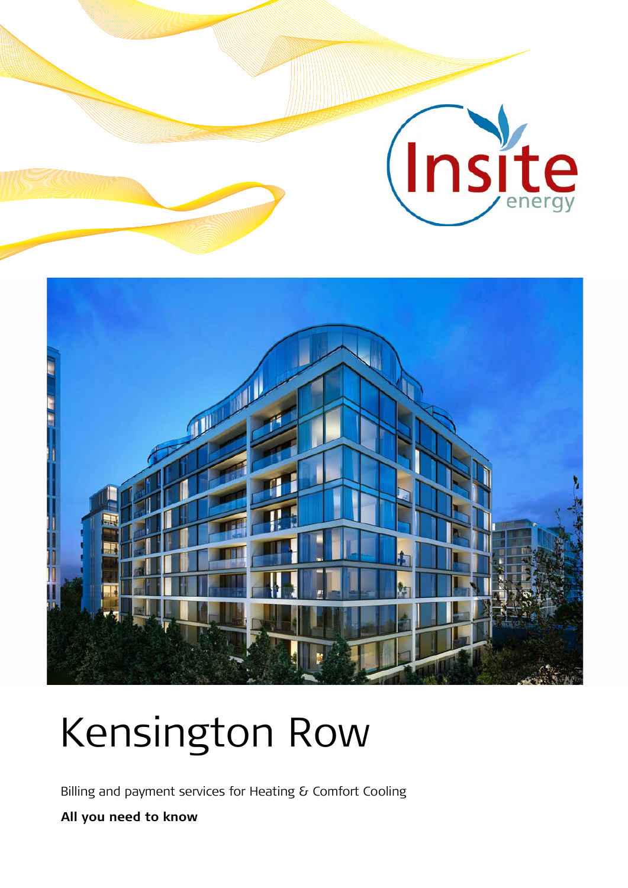# Kensington Row

Billing and payment services for Heating & Comfort Cooling

**All you need to know**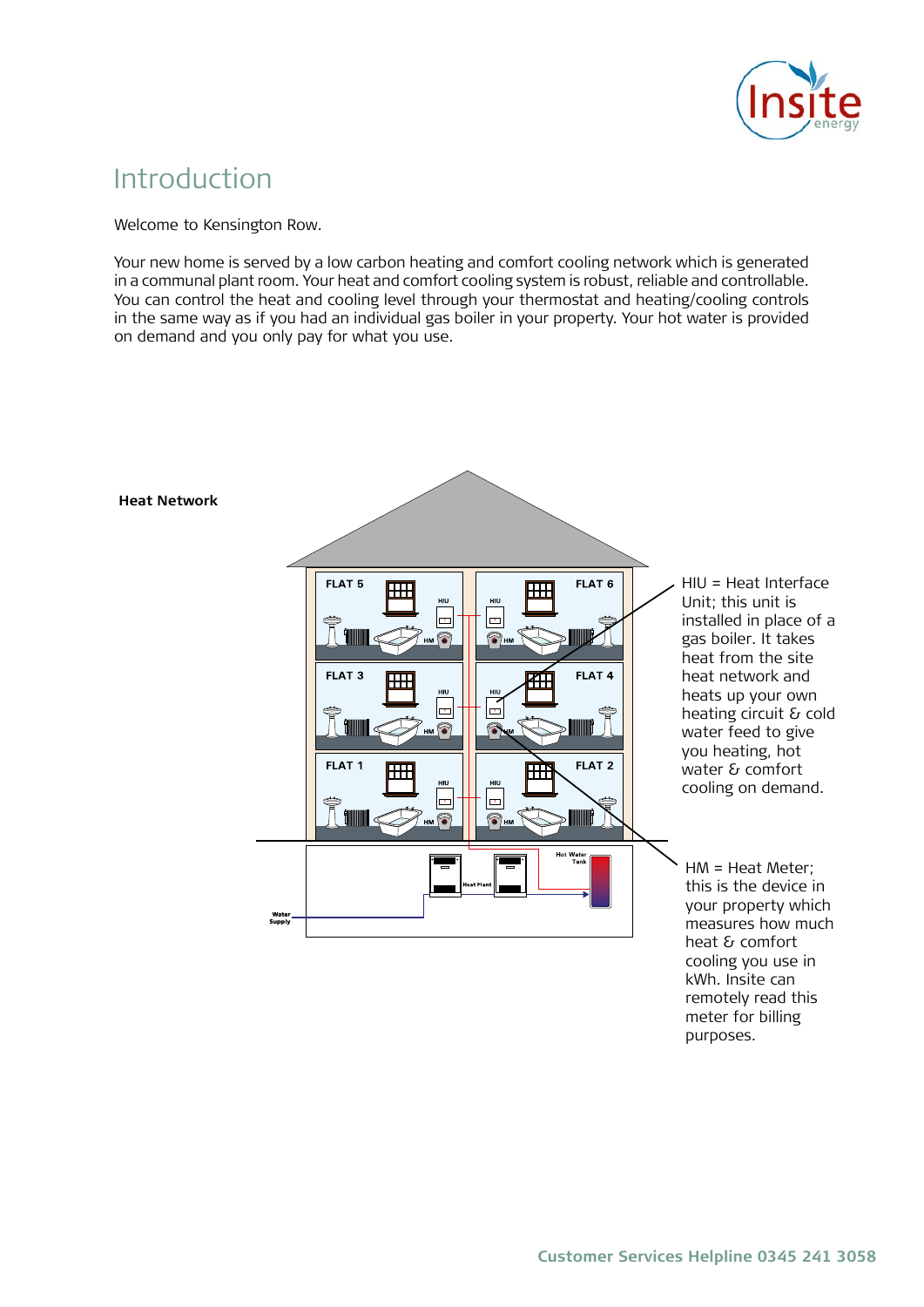# Introduction

Welcome to Kensington Row.

Your new home is served by a low carbon heating and comfort cooling network which is generated in a communal plant room. Your heat and comfort cooling system is robust, reliable and controllable. You can control the heat and cooling level through your thermostat and heating/cooling controls in the same way as if you had an individual gas boiler in your property. Your hot water is provided on demand and you only pay for what you use.

**Heat Network**

HIU = Heat Interface Unit; this unit is installed in place of a gas boiler. It takes heat from the site heat network and heats up your own heating circuit & cold water feed to give you heating, hot water & comfort cooling on demand.

HM = Heat Meter; this is the device in your property which measures how much heat & comfort cooling you use in kWh. Insite can remotely read this meter for billing purposes.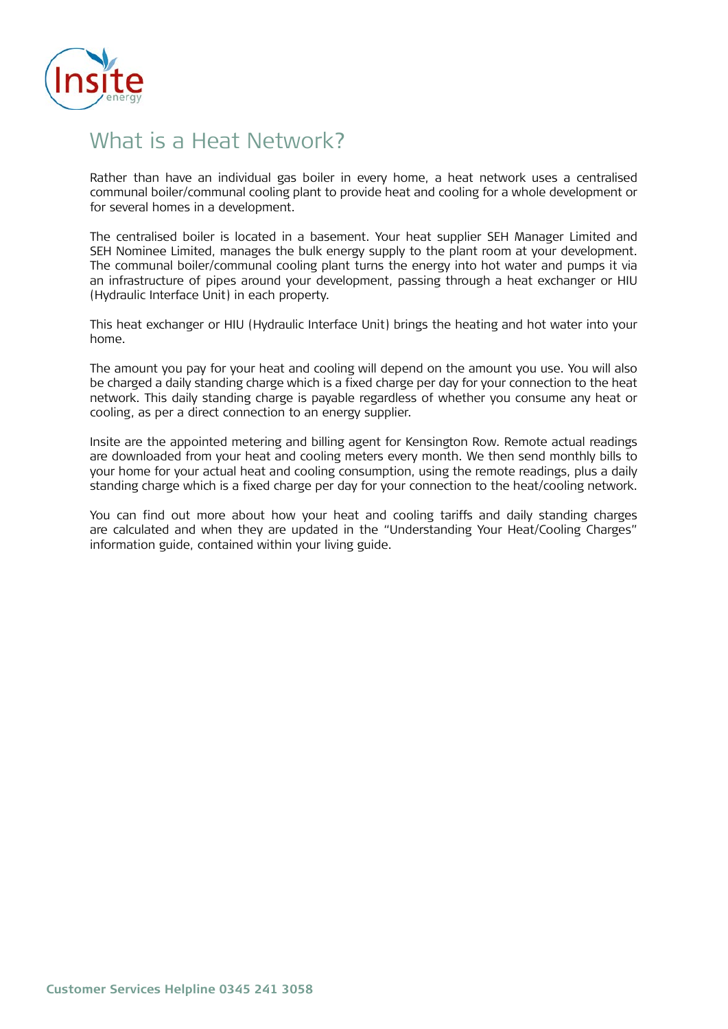# What is a Heat Network?

Rather than have an individual gas boiler in every home, a heat network uses a centralised communal boiler/communal cooling plant to provide heat and cooling for a whole development or for several homes in a development.

The centralised boiler is located in a basement. Your heat supplier SEH Manager Limited and SEH Nominee Limited, manages the bulk energy supply to the plant room at your development. The communal boiler/communal cooling plant turns the energy into hot water and pumps it via an infrastructure of pipes around your development, passing through a heat exchanger or HIU (Hydraulic Interface Unit) in each property.

This heat exchanger or HIU (Hydraulic Interface Unit) brings the heating and hot water into your home.

The amount you pay for your heat and cooling will depend on the amount you use. You will also be charged a daily standing charge which is a fixed charge per day for your connection to the heat network. This daily standing charge is payable regardless of whether you consume any heat or cooling, as per a direct connection to an energy supplier.

Insite are the appointed metering and billing agent for Kensington Row. Remote actual readings are downloaded from your heat and cooling meters every month. We then send monthly bills to your home for your actual heat and cooling consumption, using the remote readings, plus a daily standing charge which is a fixed charge per day for your connection to the heat/cooling network.

You can find out more about how your heat and cooling tariffs and daily standing charges are calculated and when they are updated in the "Understanding Your Heat/Cooling Charges" information guide, contained within your living guide.

**Customer Services Helpline 0345 241 3058**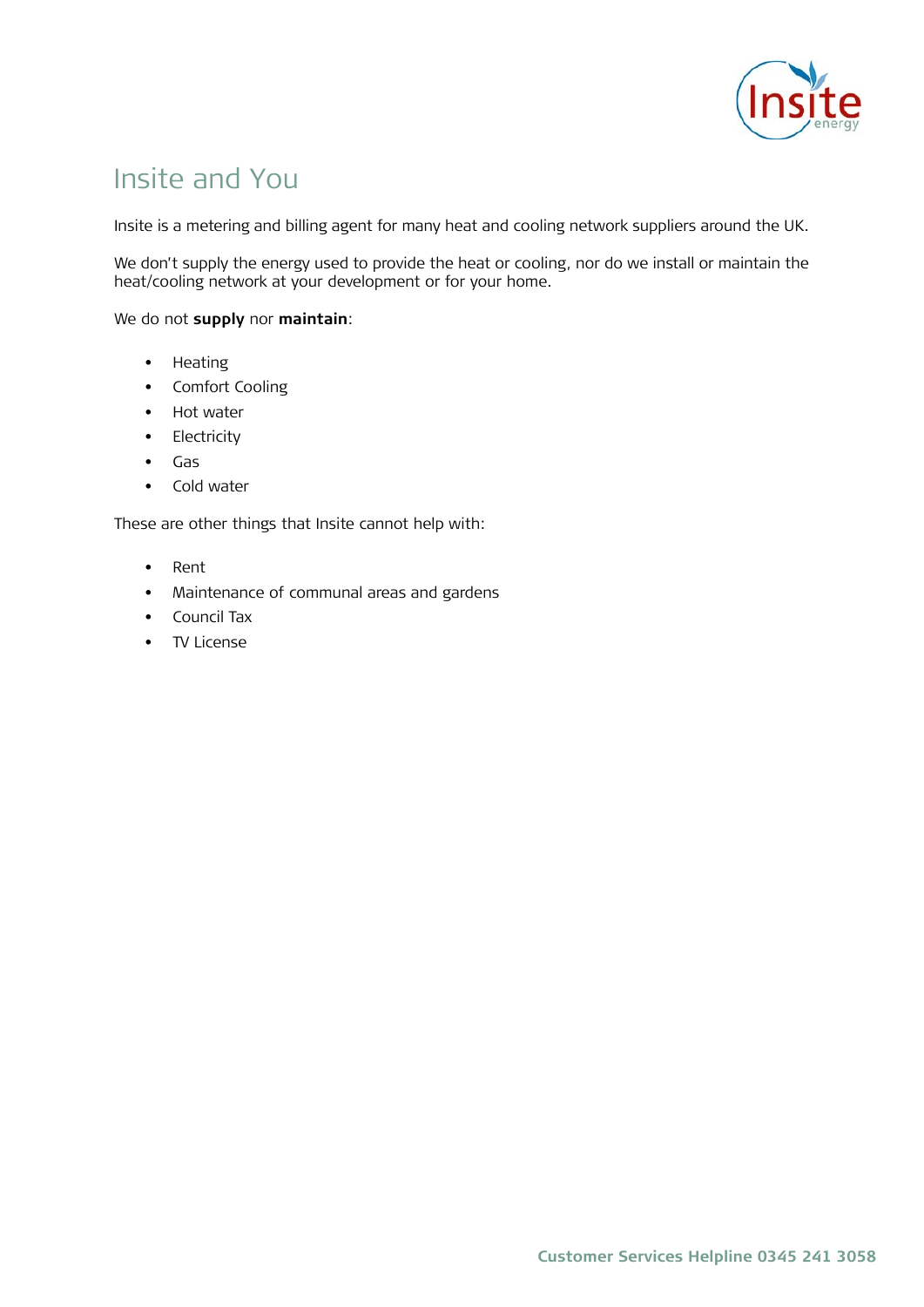# Insite and You

Insite is a metering and billing agent for many heat and cooling network suppliers around the UK.

We don't supply the energy used to provide the heat or cooling, nor do we install or maintain the heat/cooling network at your development or for your home.

We do not **supply** nor **maintain**:

- Heating
- Comfort Cooling
- Hot water
- Electricity
- Gas
- Cold water

These are other things that Insite cannot help with:

- Rent
- Maintenance of communal areas and gardens
- Council Tax
- TV License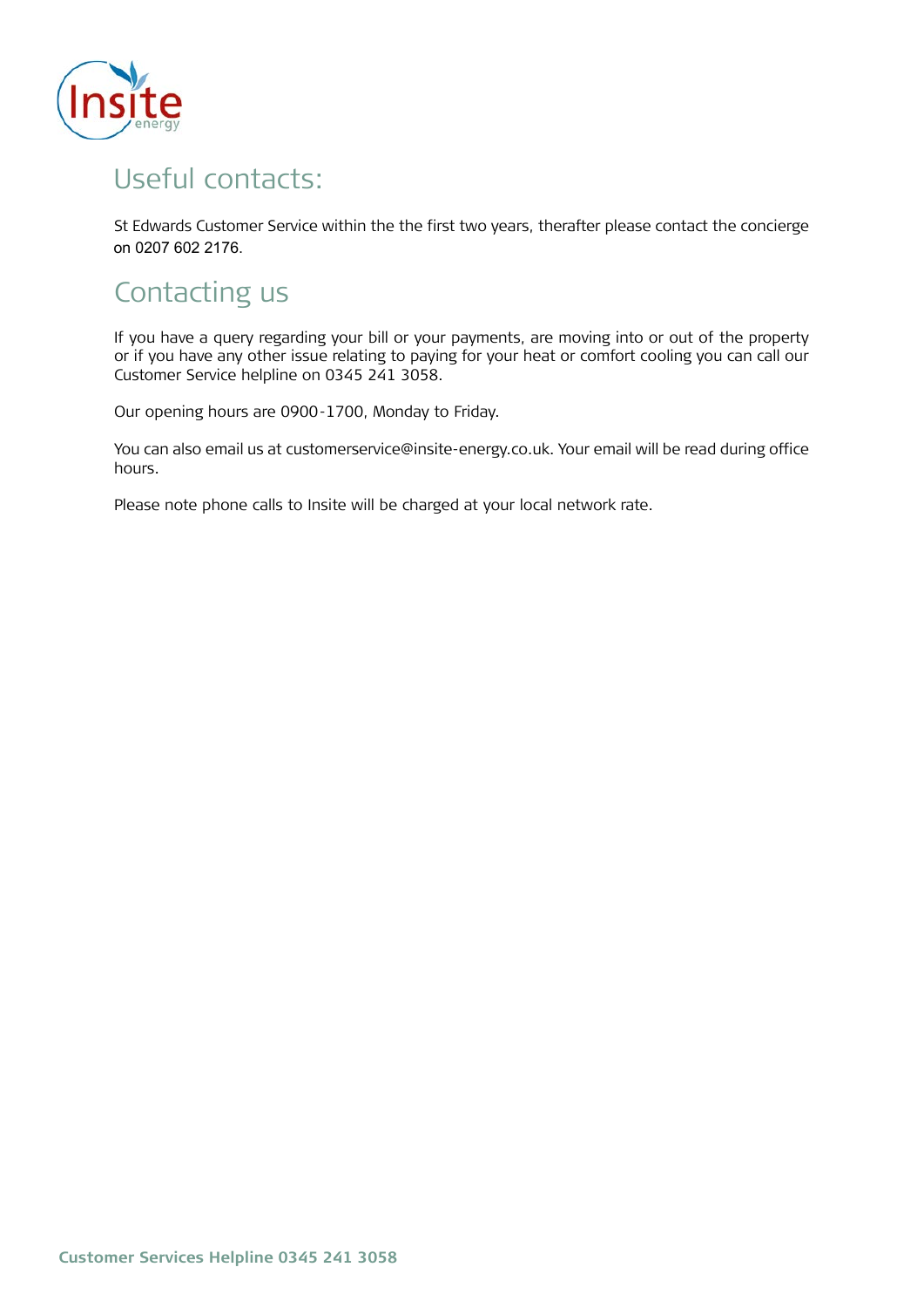## Useful contacts:

St Edwards Customer Service within the the first two years, therafter please contact the concierge on 0207 602 2176.

## Contacting us

If you have a query regarding your bill or your payments, are moving into or out of the property or if you have any other issue relating to paying for your heat or comfort cooling you can call our Customer Service helpline on 0345 241 3058.

Our opening hours are 0900-1700, Monday to Friday.

You can also email us at customerservice@insite-energy.co.uk. Your email will be read during office hours.

Please note phone calls to Insite will be charged at your local network rate.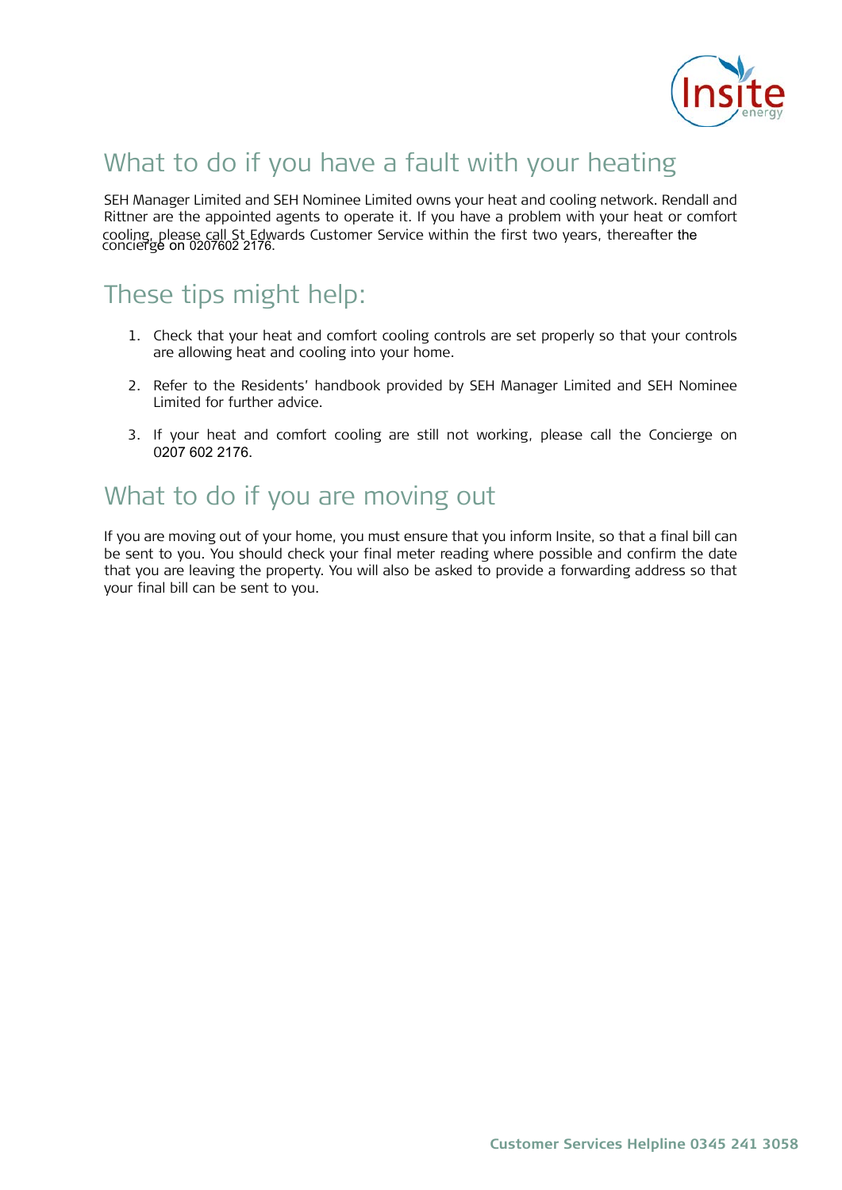## What to do if you have a fault with your heating

SEH Manager Limited and SEH Nominee Limited owns your heat and cooling network. Rendall and Rittner are the appointed agents to operate it. If you have a problem with your heat or comfort cooling, please call St Edwards Customer Service within the first two years, thereafter the concierge on 0207602 2176.

## These tips might help:

1. Check that your heat and comfort cooling controls are set properly so that your controls are allowing heat and cooling into your home.

2. Refer to the Residents' handbook provided by SEH Manager Limited and SEH Nominee Limited for further advice.

3. If your heat and comfort cooling are still not working, please call the Concierge on 0207 602 2176.

## What to do if you are moving out

If you are moving out of your home, you must ensure that you inform Insite, so that a final bill can be sent to you. You should check your final meter reading where possible and confirm the date that you are leaving the property. You will also be asked to provide a forwarding address so that your final bill can be sent to you.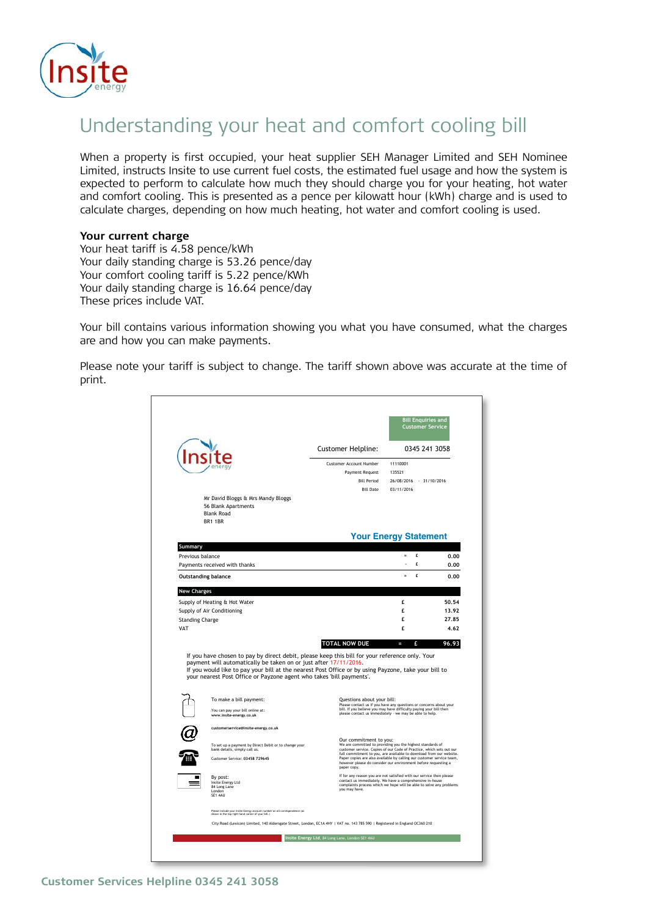# Understanding your heat and comfort cooling bill

When a property is first occupied, your heat supplier SEH Manager Limited and SEH Nominee Limited, instructs Insite to use current fuel costs, the estimated fuel usage and how the system is expected to perform to calculate how much they should charge you for your heating, hot water and comfort cooling. This is presented as a pence per kilowatt hour (kWh) charge and is used to calculate charges, depending on how much heating, hot water and comfort cooling is used.

**Your current charge**
Your heat tariff is 4.58 pence/kWh
Your daily standing charge is 53.26 pence/day
Your comfort cooling tariff is 5.22 pence/KWh
Your daily standing charge is 16.64 pence/day
These prices include VAT.

Your bill contains various information showing you what you have consumed, what the charges are and how you can make payments.

Please note your tariff is subject to change. The tariff shown above was accurate at the time of print.

Bill Enquiries and Customer Service

Insite energy

Customer Helpline: 0345 241 3058

Customer Account Number 11110001
Payment Request 135521
Bill Period 26/08/2016 - 31/10/2016
Bill Date 03/11/2016

Mr David Bloggs & Mrs Mandy Bloggs
56 Blank Apartments
Blank Road
BR1 1BR

**Your Energy Statement**

| Summary | | | |
|---|---|---|---|
| Previous balance | = | £ | 0.00 |
| Payments received with thanks | - | £ | 0.00 |
| Outstanding balance | = | £ | 0.00 |

| New Charges | | |
|---|---|---|
| Supply of Heating & Hot Water | £ | 50.54 |
| Supply of Air Conditioning | £ | 13.92 |
| Standing Charge | £ | 27.85 |
| VAT | £ | 4.62 |
| TOTAL NOW DUE = | £ | 96.93 |

If you have chosen to pay by direct debit, please keep this bill for your reference only. Your payment will automatically be taken on or just after 17/11/2016.
If you would like to pay your bill at the nearest Post Office or by using Payzone, take your bill to your nearest Post Office or Payzone agent who takes 'bill payments'.

To make a bill payment:

You can pay your bill online at:
www.insite-energy.co.uk

customerservice@insite-energy.co.uk

To set up a payment by Direct Debit or to change your bank details, simply call us.

Customer Service: 03458 729645

By post:
Insite Energy Ltd
84 Long Lane
London
SE1 4AU

Please include your Insite Energy account number on all correspondence (as shown in the top right hand corner of your bill.)

Questions about your bill:
Please contact us if you have any questions or concerns about your bill. If you believe you may have difficulty paying your bill then please contact us immediately - we may be able to help.

Our commitment to you:
We are committed to providing you the highest standards of customer service. Copies of our Code of Practice, which sets out our full commitment to you, are available to download from our website. Paper copies are also available by calling our customer service team, however please do consider our environment before requesting a paper copy.

If for any reason you are not satisfied with our service then please contact us immediately. We have a comprehensive in-house complaints process which we hope will be able to solve any problems you may have.

City Road (Lexicon) Limited, 140 Aldersgate Street, London, EC1A 4HY | VAT no. 143 785 590 | Registered in England OC360 210

Insite Energy Ltd. 84 Long Lane, London SE1 4AU

**Customer Services Helpline 0345 241 3058**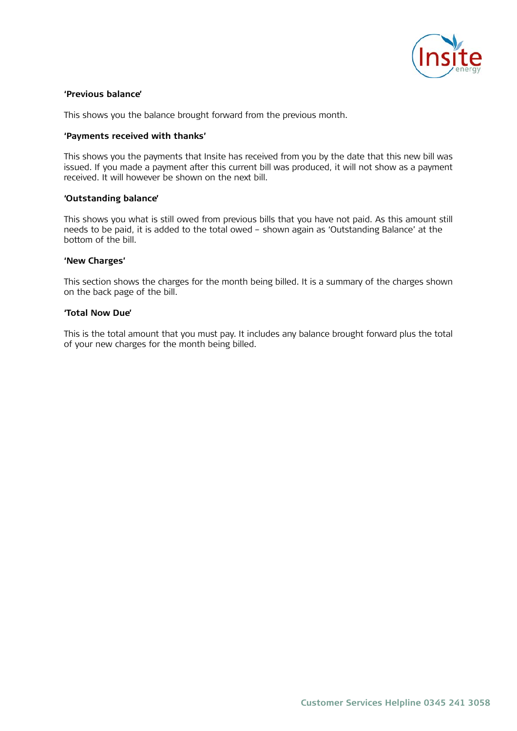**'Previous balance'**

This shows you the balance brought forward from the previous month.

**'Payments received with thanks'**

This shows you the payments that Insite has received from you by the date that this new bill was issued. If you made a payment after this current bill was produced, it will not show as a payment received. It will however be shown on the next bill.

**'Outstanding balance'**

This shows you what is still owed from previous bills that you have not paid. As this amount still needs to be paid, it is added to the total owed – shown again as 'Outstanding Balance' at the bottom of the bill.

**'New Charges'**

This section shows the charges for the month being billed. It is a summary of the charges shown on the back page of the bill.

**'Total Now Due'**

This is the total amount that you must pay. It includes any balance brought forward plus the total of your new charges for the month being billed.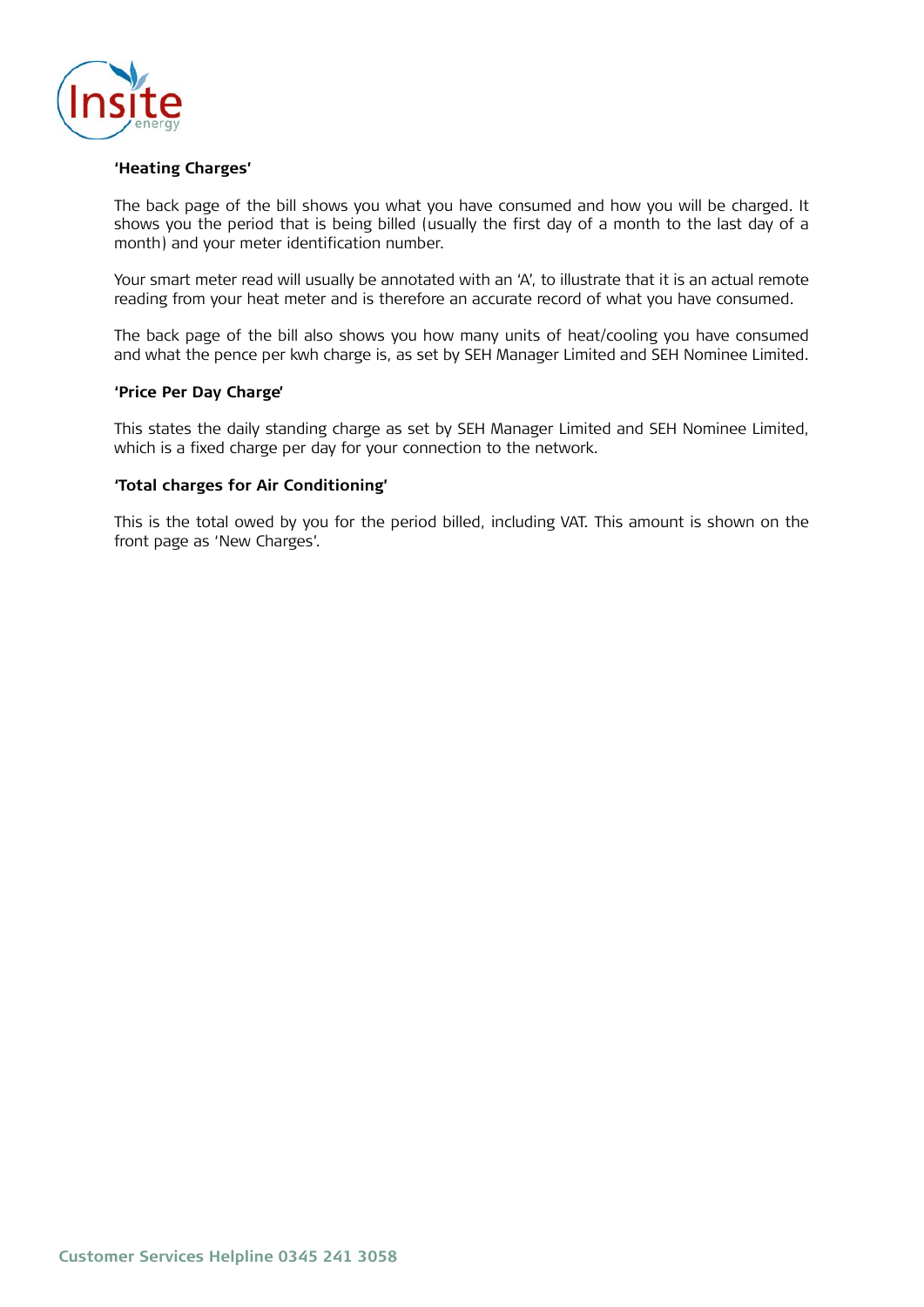**'Heating Charges'**

The back page of the bill shows you what you have consumed and how you will be charged. It shows you the period that is being billed (usually the first day of a month to the last day of a month) and your meter identification number.

Your smart meter read will usually be annotated with an 'A', to illustrate that it is an actual remote reading from your heat meter and is therefore an accurate record of what you have consumed.

The back page of the bill also shows you how many units of heat/cooling you have consumed and what the pence per kwh charge is, as set by SEH Manager Limited and SEH Nominee Limited.

**'Price Per Day Charge'**

This states the daily standing charge as set by SEH Manager Limited and SEH Nominee Limited, which is a fixed charge per day for your connection to the network.

**'Total charges for Air Conditioning'**

This is the total owed by you for the period billed, including VAT. This amount is shown on the front page as 'New Charges'.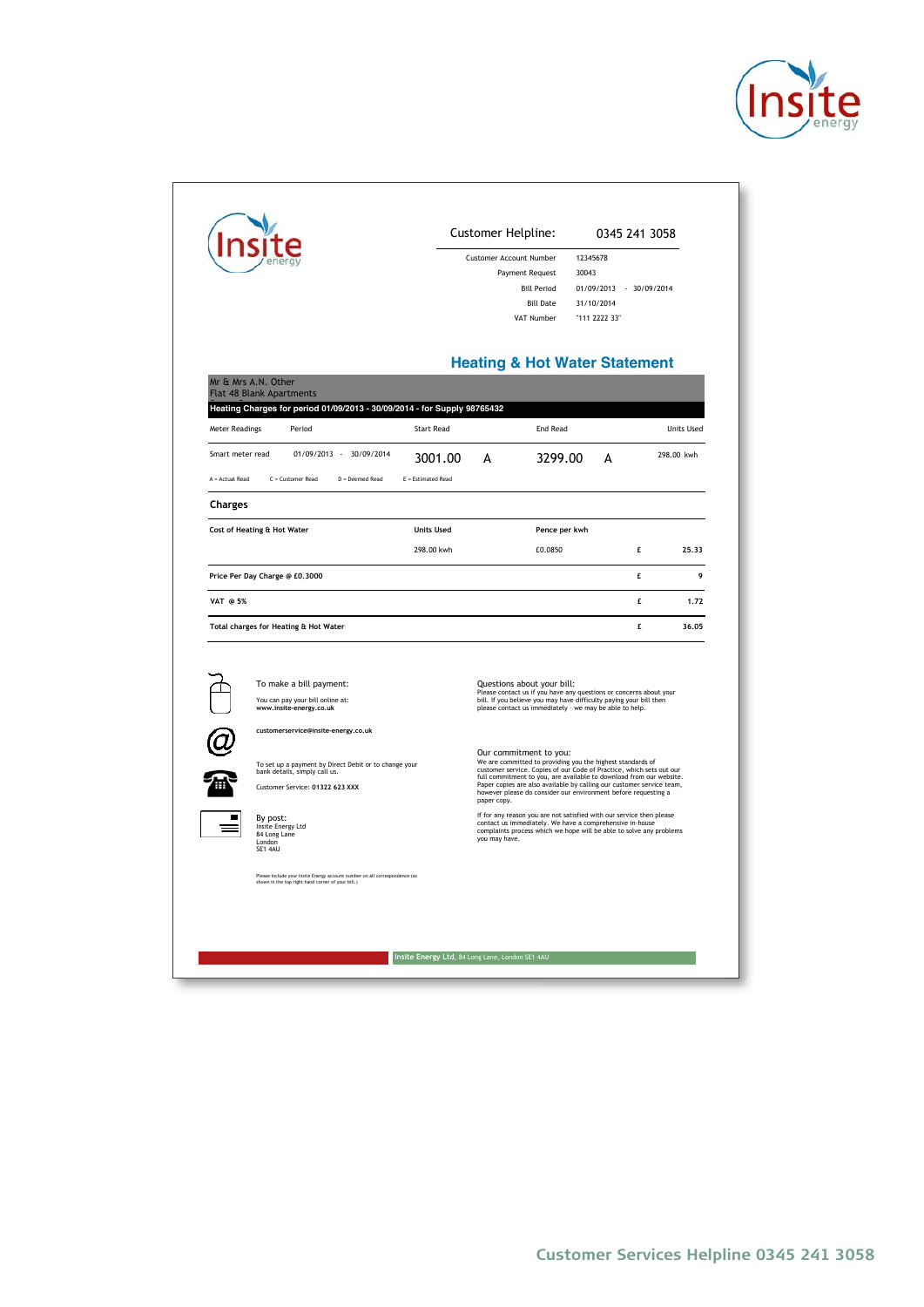Insite energy

| Customer Helpline: | 0345 241 3058 |
|---|---|
| Customer Account Number | 12345678 |
| Payment Request | 30043 |
| Bill Period | 01/09/2013 - 30/09/2014 |
| Bill Date | 31/10/2014 |
| VAT Number | "111 2222 33" |

## Heating & Hot Water Statement

Mr & Mrs A.N. Other
Flat 48 Blank Apartments

**Heating Charges for period 01/09/2013 - 30/09/2014 - for Supply 98765432**

| Meter Readings | Period | Start Read | | End Read | | Units Used |
|---|---|---|---|---|---|---|
| Smart meter read | 01/09/2013 - 30/09/2014 | 3001.00 | A | 3299.00 | A | 298.00 kwh |

A = Actual Read  C = Customer Read  D = Deemed Read  E = Estimated Read

### Charges

| Cost of Heating & Hot Water | Units Used | Pence per kwh | | |
|---|---|---|---|---|
| | 298.00 kwh | £0.0850 | £ | 25.33 |
| Price Per Day Charge @ £0.3000 | | | £ | 9 |
| VAT @ 5% | | | £ | 1.72 |
| **Total charges for Heating & Hot Water** | | | £ | 36.05 |

To make a bill payment:

You can pay your bill online at:
**www.insite-energy.co.uk**

**customerservice@insite-energy.co.uk**

To set up a payment by Direct Debit or to change your bank details, simply call us.

Customer Service: **01322 623 XXX**

By post:
Insite Energy Ltd
84 Long Lane
London
SE1 4AU

Please include your Insite Energy account number on all correspondence (as shown in the top right hand corner of your bill.)

Questions about your bill:
Please contact us if you have any questions or concerns about your bill. If you believe you may have difficulty paying your bill then please contact us immediately - we may be able to help.

Our commitment to you:
We are committed to providing you the highest standards of customer service. Copies of our Code of Practice, which sets out our full commitment to you, are available to download from our website. Paper copies are also available by calling our customer service team, however please do consider our environment before requesting a paper copy.

If for any reason you are not satisfied with our service then please contact us immediately. We have a comprehensive in-house complaints process which we hope will be able to solve any problems you may have.

**Insite Energy Ltd**, 84 Long Lane, London SE1 4AU

Customer Services Helpline 0345 241 3058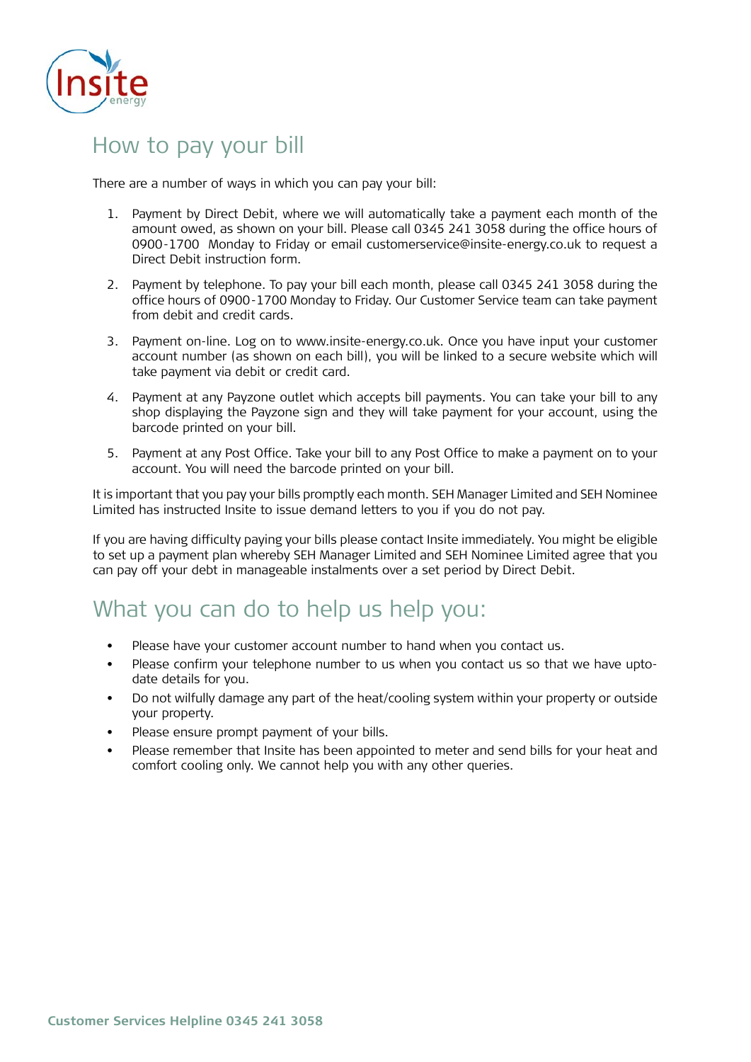## How to pay your bill

There are a number of ways in which you can pay your bill:

1. Payment by Direct Debit, where we will automatically take a payment each month of the amount owed, as shown on your bill. Please call 0345 241 3058 during the office hours of 0900-1700 Monday to Friday or email customerservice@insite-energy.co.uk to request a Direct Debit instruction form.
2. Payment by telephone. To pay your bill each month, please call 0345 241 3058 during the office hours of 0900-1700 Monday to Friday. Our Customer Service team can take payment from debit and credit cards.
3. Payment on-line. Log on to www.insite-energy.co.uk. Once you have input your customer account number (as shown on each bill), you will be linked to a secure website which will take payment via debit or credit card.
4. Payment at any Payzone outlet which accepts bill payments. You can take your bill to any shop displaying the Payzone sign and they will take payment for your account, using the barcode printed on your bill.
5. Payment at any Post Office. Take your bill to any Post Office to make a payment on to your account. You will need the barcode printed on your bill.

It is important that you pay your bills promptly each month. SEH Manager Limited and SEH Nominee Limited has instructed Insite to issue demand letters to you if you do not pay.

If you are having difficulty paying your bills please contact Insite immediately. You might be eligible to set up a payment plan whereby SEH Manager Limited and SEH Nominee Limited agree that you can pay off your debt in manageable instalments over a set period by Direct Debit.

## What you can do to help us help you:

- Please have your customer account number to hand when you contact us.
- Please confirm your telephone number to us when you contact us so that we have upto-date details for you.
- Do not wilfully damage any part of the heat/cooling system within your property or outside your property.
- Please ensure prompt payment of your bills.
- Please remember that Insite has been appointed to meter and send bills for your heat and comfort cooling only. We cannot help you with any other queries.

**Customer Services Helpline 0345 241 3058**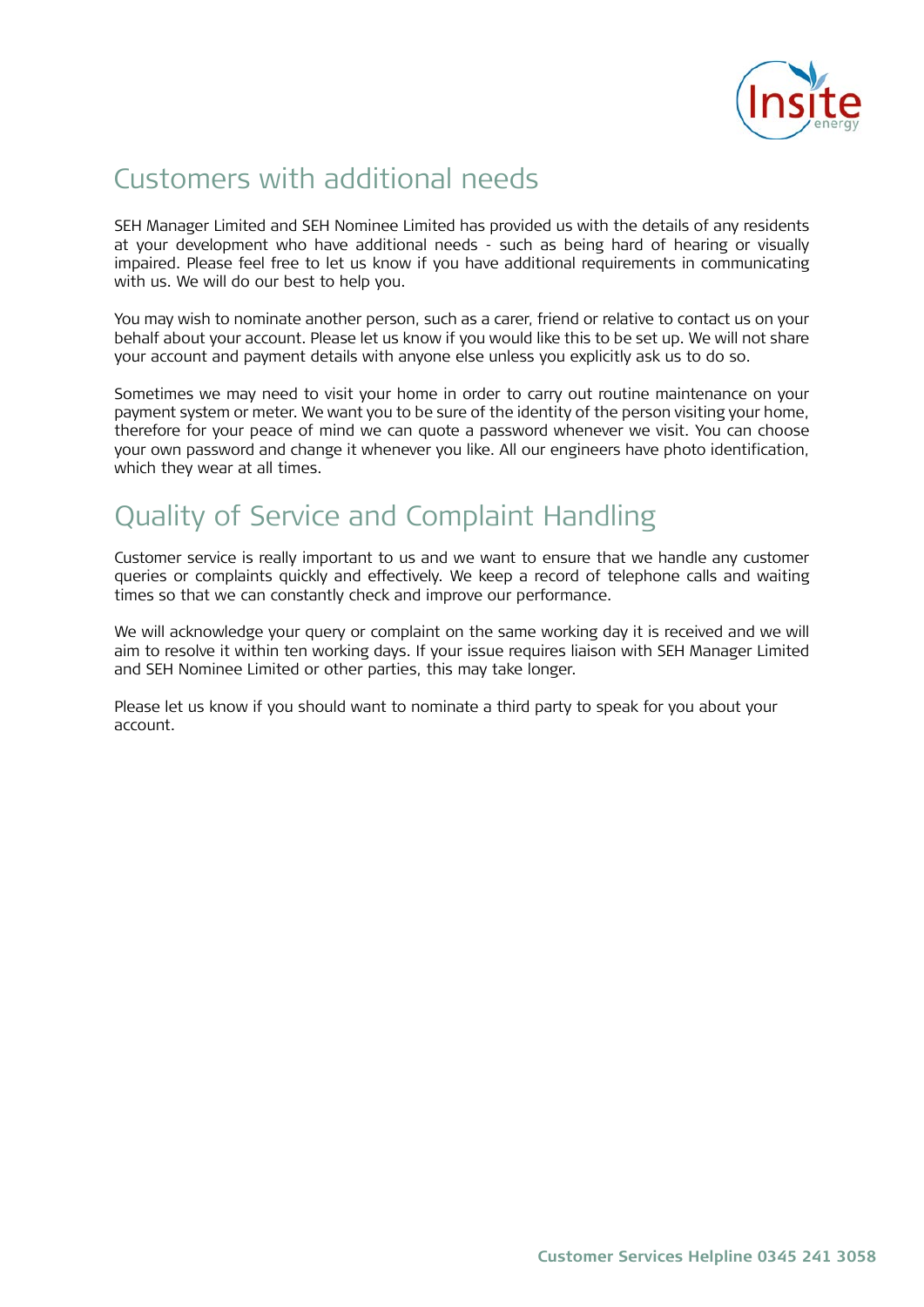## Customers with additional needs

SEH Manager Limited and SEH Nominee Limited has provided us with the details of any residents at your development who have additional needs - such as being hard of hearing or visually impaired. Please feel free to let us know if you have additional requirements in communicating with us. We will do our best to help you.

You may wish to nominate another person, such as a carer, friend or relative to contact us on your behalf about your account. Please let us know if you would like this to be set up. We will not share your account and payment details with anyone else unless you explicitly ask us to do so.

Sometimes we may need to visit your home in order to carry out routine maintenance on your payment system or meter. We want you to be sure of the identity of the person visiting your home, therefore for your peace of mind we can quote a password whenever we visit. You can choose your own password and change it whenever you like. All our engineers have photo identification, which they wear at all times.

## Quality of Service and Complaint Handling

Customer service is really important to us and we want to ensure that we handle any customer queries or complaints quickly and effectively. We keep a record of telephone calls and waiting times so that we can constantly check and improve our performance.

We will acknowledge your query or complaint on the same working day it is received and we will aim to resolve it within ten working days. If your issue requires liaison with SEH Manager Limited and SEH Nominee Limited or other parties, this may take longer.

Please let us know if you should want to nominate a third party to speak for you about your account.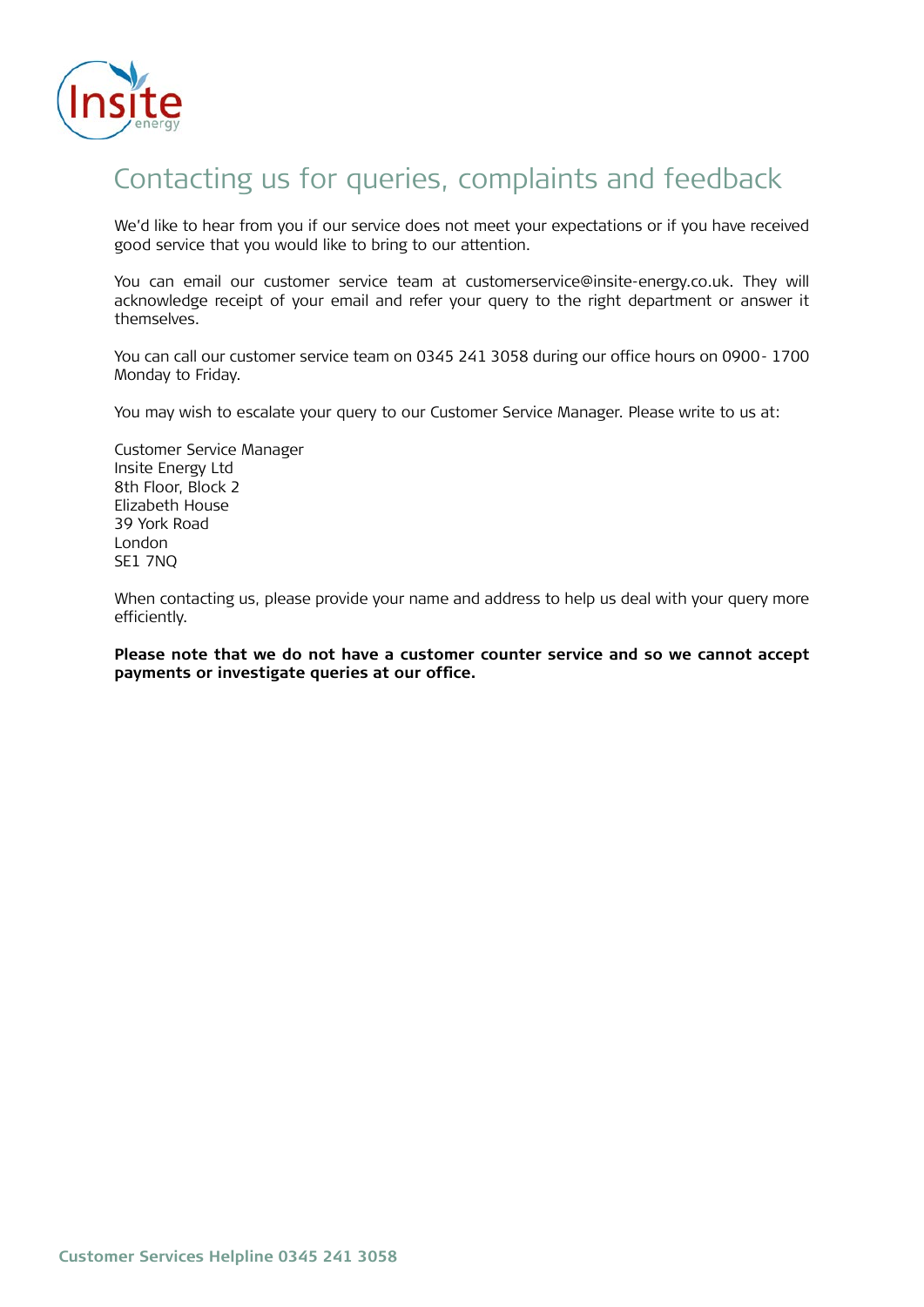# Contacting us for queries, complaints and feedback

We'd like to hear from you if our service does not meet your expectations or if you have received good service that you would like to bring to our attention.

You can email our customer service team at customerservice@insite-energy.co.uk. They will acknowledge receipt of your email and refer your query to the right department or answer it themselves.

You can call our customer service team on 0345 241 3058 during our office hours on 0900- 1700 Monday to Friday.

You may wish to escalate your query to our Customer Service Manager. Please write to us at:

Customer Service Manager
Insite Energy Ltd
8th Floor, Block 2
Elizabeth House
39 York Road
London
SE1 7NQ

When contacting us, please provide your name and address to help us deal with your query more efficiently.

**Please note that we do not have a customer counter service and so we cannot accept payments or investigate queries at our office.**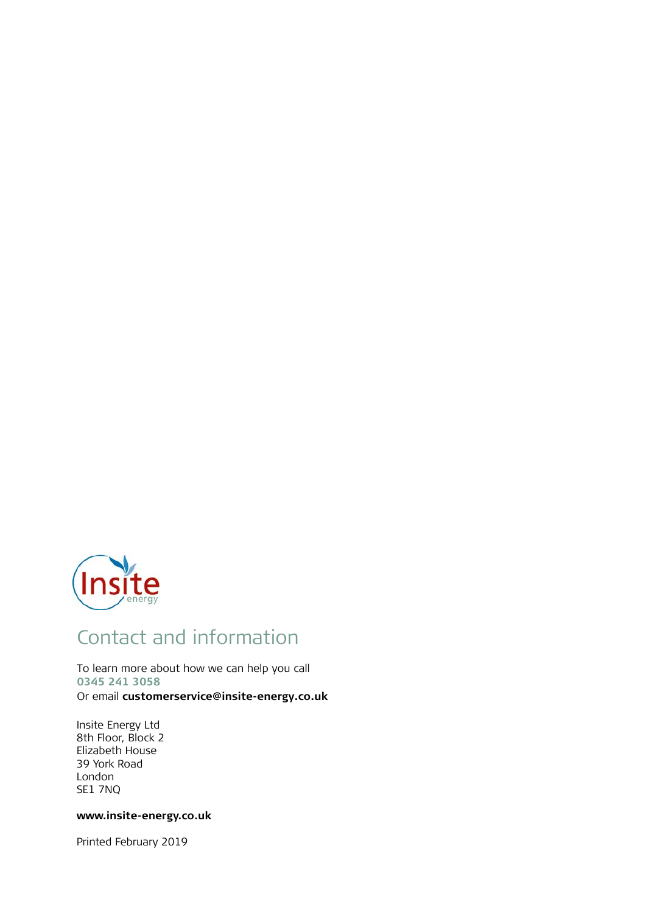## Contact and information

To learn more about how we can help you call
**0345 241 3058**
Or email **customerservice@insite-energy.co.uk**

Insite Energy Ltd
8th Floor, Block 2
Elizabeth House
39 York Road
London
SE1 7NQ

**www.insite-energy.co.uk**

Printed February 2019